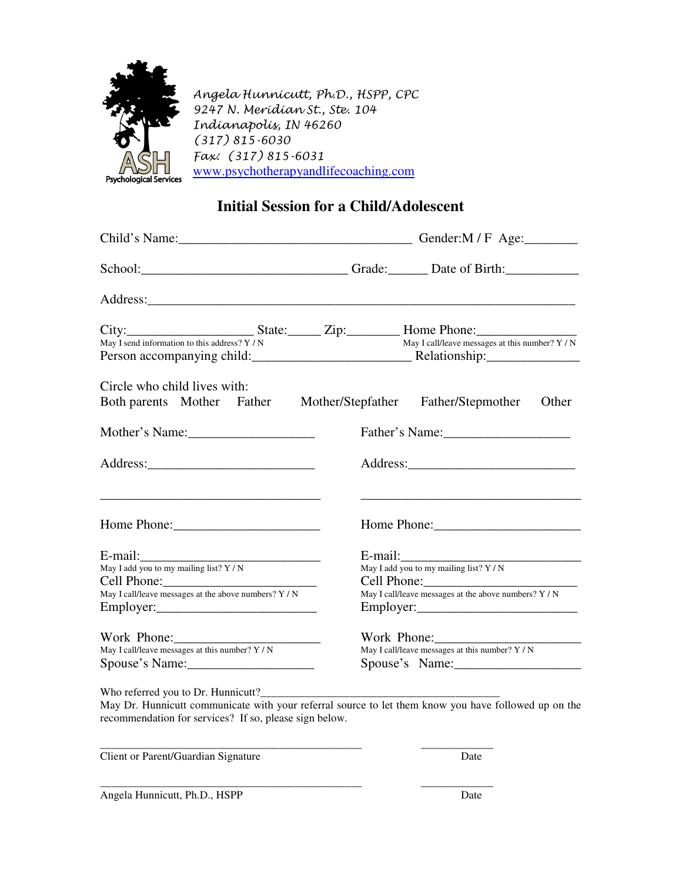ASH Psychological Services

*Angela Hunnicutt, Ph.D., HSPP, CPC*
*9247 N. Meridian St., Ste. 104*
*Indianapolis, IN 46260*
*(317) 815-6030*
*Fax: (317) 815-6031*
www.psychotherapyandlifecoaching.com

## Initial Session for a Child/Adolescent

Child's Name:___________________________________ Gender:M / F Age:________

School:_______________________________ Grade:______ Date of Birth:___________

Address:_____________________________________________________________

City:___________________ State:_____ Zip:________ Home Phone:______________
May I send information to this address? Y / N May I call/leave messages at this number? Y / N
Person accompanying child:________________________ Relationship:_____________

Circle who child lives with:
Both parents Mother Father Mother/Stepfather Father/Stepmother Other

Mother's Name:__________________

Address:_________________________

_________________________________

Home Phone:______________________

E-mail:__________________________
May I add you to my mailing list? Y / N
Cell Phone:_______________________
May I call/leave messages at the above numbers? Y / N
Employer:________________________

Work Phone:______________________
May I call/leave messages at this number? Y / N
Spouse's Name:___________________

Father's Name:__________________

Address:_________________________

_________________________________

Home Phone:______________________

E-mail:__________________________
May I add you to my mailing list? Y / N
Cell Phone:_______________________
May I call/leave messages at the above numbers? Y / N
Employer:________________________

Work Phone:______________________
May I call/leave messages at this number? Y / N
Spouse's Name:___________________

Who referred you to Dr. Hunnicutt?________________________________________
May Dr. Hunnicutt communicate with your referral source to let them know you have followed up on the recommendation for services? If so, please sign below.

_____________________________________________ ____________
Client or Parent/Guardian Signature Date

_____________________________________________ ____________
Angela Hunnicutt, Ph.D., HSPP Date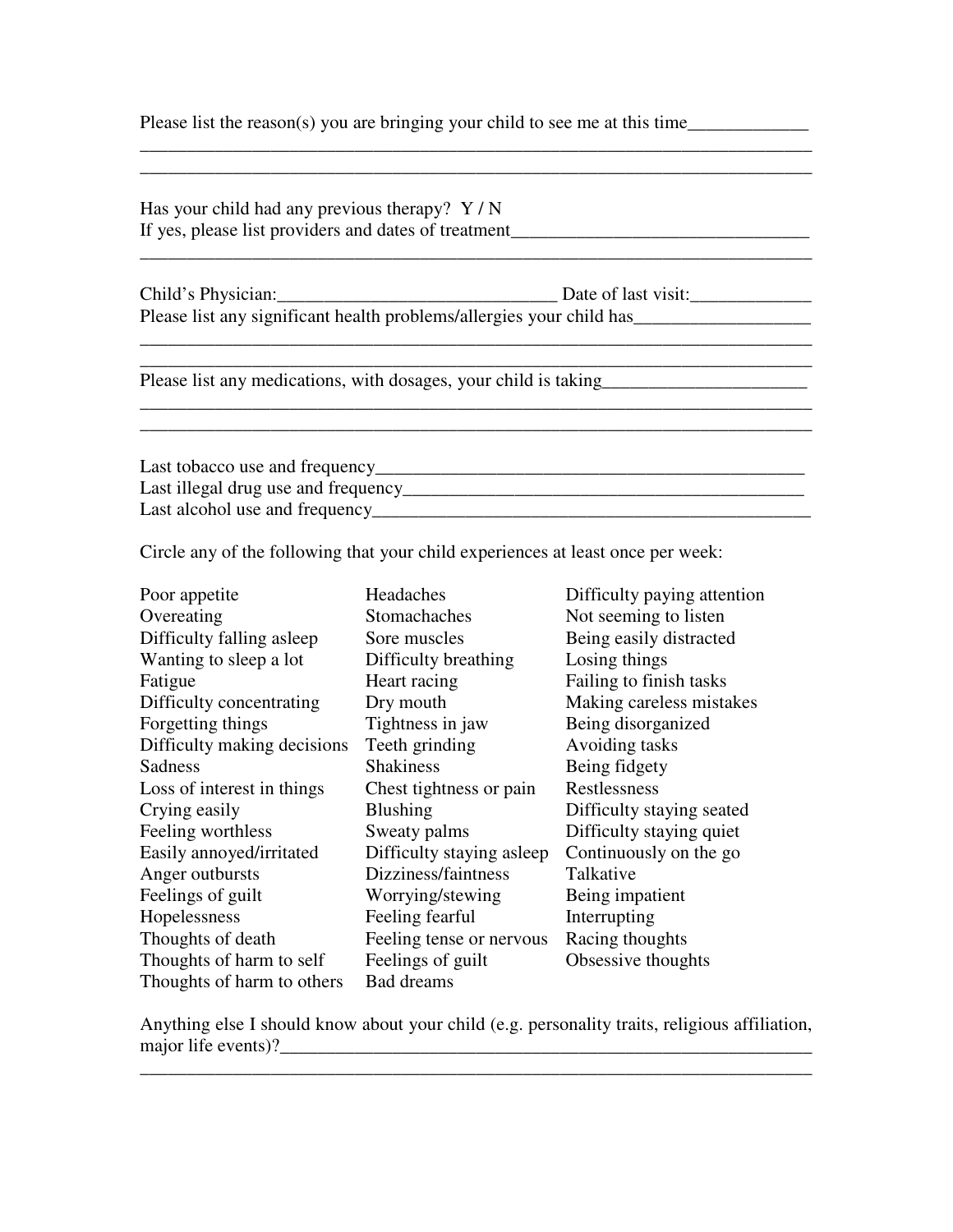Please list the reason(s) you are bringing your child to see me at this time_____________
___________________________________________________________________________
___________________________________________________________________________

Has your child had any previous therapy? Y / N
If yes, please list providers and dates of treatment________________________________
___________________________________________________________________________

Child's Physician:______________________________ Date of last visit:_____________
Please list any significant health problems/allergies your child has__________________
___________________________________________________________________________
___________________________________________________________________________

Please list any medications, with dosages, your child is taking______________________
___________________________________________________________________________
___________________________________________________________________________

Last tobacco use and frequency_________________________________________________
Last illegal drug use and frequency_____________________________________________
Last alcohol use and frequency_________________________________________________

Circle any of the following that your child experiences at least once per week:

| | | |
|---|---|---|
| Poor appetite | Headaches | Difficulty paying attention |
| Overeating | Stomachaches | Not seeming to listen |
| Difficulty falling asleep | Sore muscles | Being easily distracted |
| Wanting to sleep a lot | Difficulty breathing | Losing things |
| Fatigue | Heart racing | Failing to finish tasks |
| Difficulty concentrating | Dry mouth | Making careless mistakes |
| Forgetting things | Tightness in jaw | Being disorganized |
| Difficulty making decisions | Teeth grinding | Avoiding tasks |
| Sadness | Shakiness | Being fidgety |
| Loss of interest in things | Chest tightness or pain | Restlessness |
| Crying easily | Blushing | Difficulty staying seated |
| Feeling worthless | Sweaty palms | Difficulty staying quiet |
| Easily annoyed/irritated | Difficulty staying asleep | Continuously on the go |
| Anger outbursts | Dizziness/faintness | Talkative |
| Feelings of guilt | Worrying/stewing | Being impatient |
| Hopelessness | Feeling fearful | Interrupting |
| Thoughts of death | Feeling tense or nervous | Racing thoughts |
| Thoughts of harm to self | Feelings of guilt | Obsessive thoughts |
| Thoughts of harm to others | Bad dreams | |

Anything else I should know about your child (e.g. personality traits, religious affiliation, major life events)?____________________________________________________________
___________________________________________________________________________